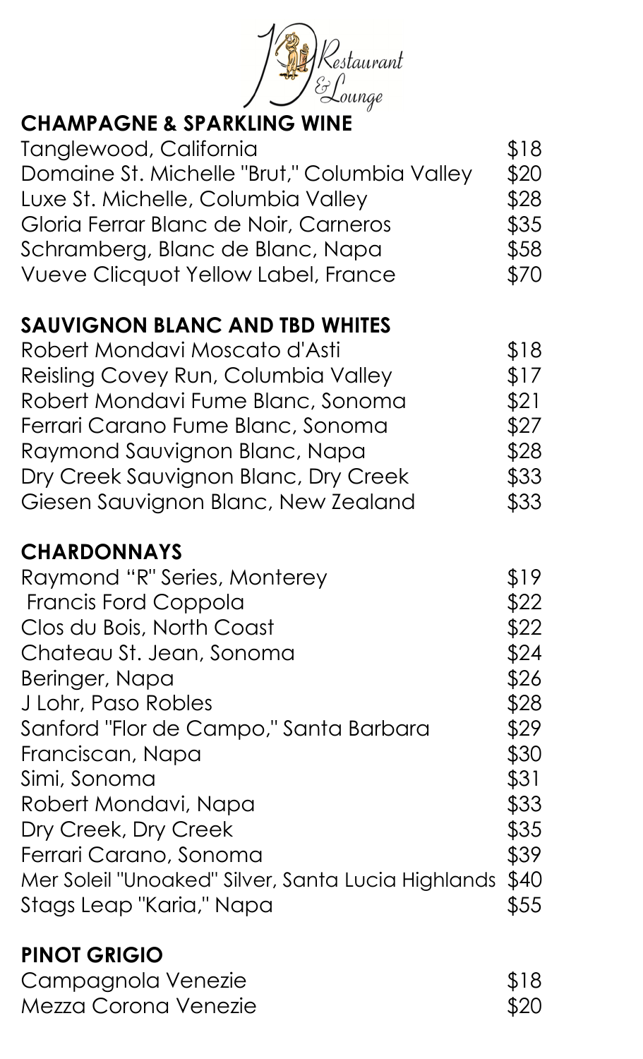19 Restaurant & Lounge

## CHAMPAGNE & SPARKLING WINE

| | |
|---|---|
| Tanglewood, California | $18 |
| Domaine St. Michelle "Brut," Columbia Valley | $20 |
| Luxe St. Michelle, Columbia Valley | $28 |
| Gloria Ferrar Blanc de Noir, Carneros | $35 |
| Schramberg, Blanc de Blanc, Napa | $58 |
| Vueve Clicquot Yellow Label, France | $70 |

## SAUVIGNON BLANC AND TBD WHITES

| | |
|---|---|
| Robert Mondavi Moscato d'Asti | $18 |
| Reisling Covey Run, Columbia Valley | $17 |
| Robert Mondavi Fume Blanc, Sonoma | $21 |
| Ferrari Carano Fume Blanc, Sonoma | $27 |
| Raymond Sauvignon Blanc, Napa | $28 |
| Dry Creek Sauvignon Blanc, Dry Creek | $33 |
| Giesen Sauvignon Blanc, New Zealand | $33 |

## CHARDONNAYS

| | |
|---|---|
| Raymond "R" Series, Monterey | $19 |
| Francis Ford Coppola | $22 |
| Clos du Bois, North Coast | $22 |
| Chateau St. Jean, Sonoma | $24 |
| Beringer, Napa | $26 |
| J Lohr, Paso Robles | $28 |
| Sanford "Flor de Campo," Santa Barbara | $29 |
| Franciscan, Napa | $30 |
| Simi, Sonoma | $31 |
| Robert Mondavi, Napa | $33 |
| Dry Creek, Dry Creek | $35 |
| Ferrari Carano, Sonoma | $39 |
| Mer Soleil "Unoaked" Silver, Santa Lucia Highlands | $40 |
| Stags Leap "Karia," Napa | $55 |

## PINOT GRIGIO

| | |
|---|---|
| Campagnola Venezie | $18 |
| Mezza Corona Venezie | $20 |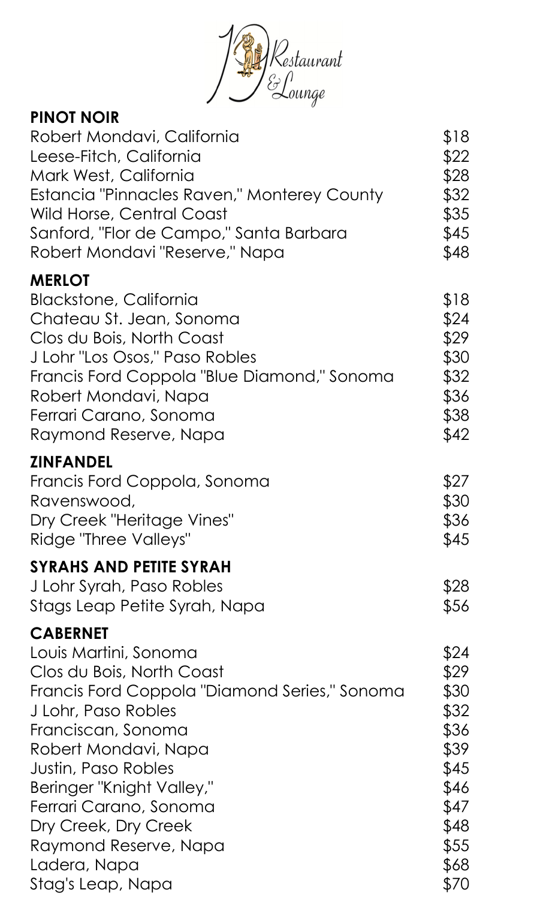19 Restaurant & Lounge

## PINOT NOIR

| | |
|---|---|
| Robert Mondavi, California | $18 |
| Leese-Fitch, California | $22 |
| Mark West, California | $28 |
| Estancia "Pinnacles Raven," Monterey County | $32 |
| Wild Horse, Central Coast | $35 |
| Sanford, "Flor de Campo," Santa Barbara | $45 |
| Robert Mondavi "Reserve," Napa | $48 |

## MERLOT

| | |
|---|---|
| Blackstone, California | $18 |
| Chateau St. Jean, Sonoma | $24 |
| Clos du Bois, North Coast | $29 |
| J Lohr "Los Osos," Paso Robles | $30 |
| Francis Ford Coppola "Blue Diamond," Sonoma | $32 |
| Robert Mondavi, Napa | $36 |
| Ferrari Carano, Sonoma | $38 |
| Raymond Reserve, Napa | $42 |

## ZINFANDEL

| | |
|---|---|
| Francis Ford Coppola, Sonoma | $27 |
| Ravenswood, | $30 |
| Dry Creek "Heritage Vines" | $36 |
| Ridge "Three Valleys" | $45 |

## SYRAHS AND PETITE SYRAH

| | |
|---|---|
| J Lohr Syrah, Paso Robles | $28 |
| Stags Leap Petite Syrah, Napa | $56 |

## CABERNET

| | |
|---|---|
| Louis Martini, Sonoma | $24 |
| Clos du Bois, North Coast | $29 |
| Francis Ford Coppola "Diamond Series," Sonoma | $30 |
| J Lohr, Paso Robles | $32 |
| Franciscan, Sonoma | $36 |
| Robert Mondavi, Napa | $39 |
| Justin, Paso Robles | $45 |
| Beringer "Knight Valley," | $46 |
| Ferrari Carano, Sonoma | $47 |
| Dry Creek, Dry Creek | $48 |
| Raymond Reserve, Napa | $55 |
| Ladera, Napa | $68 |
| Stag's Leap, Napa | $70 |